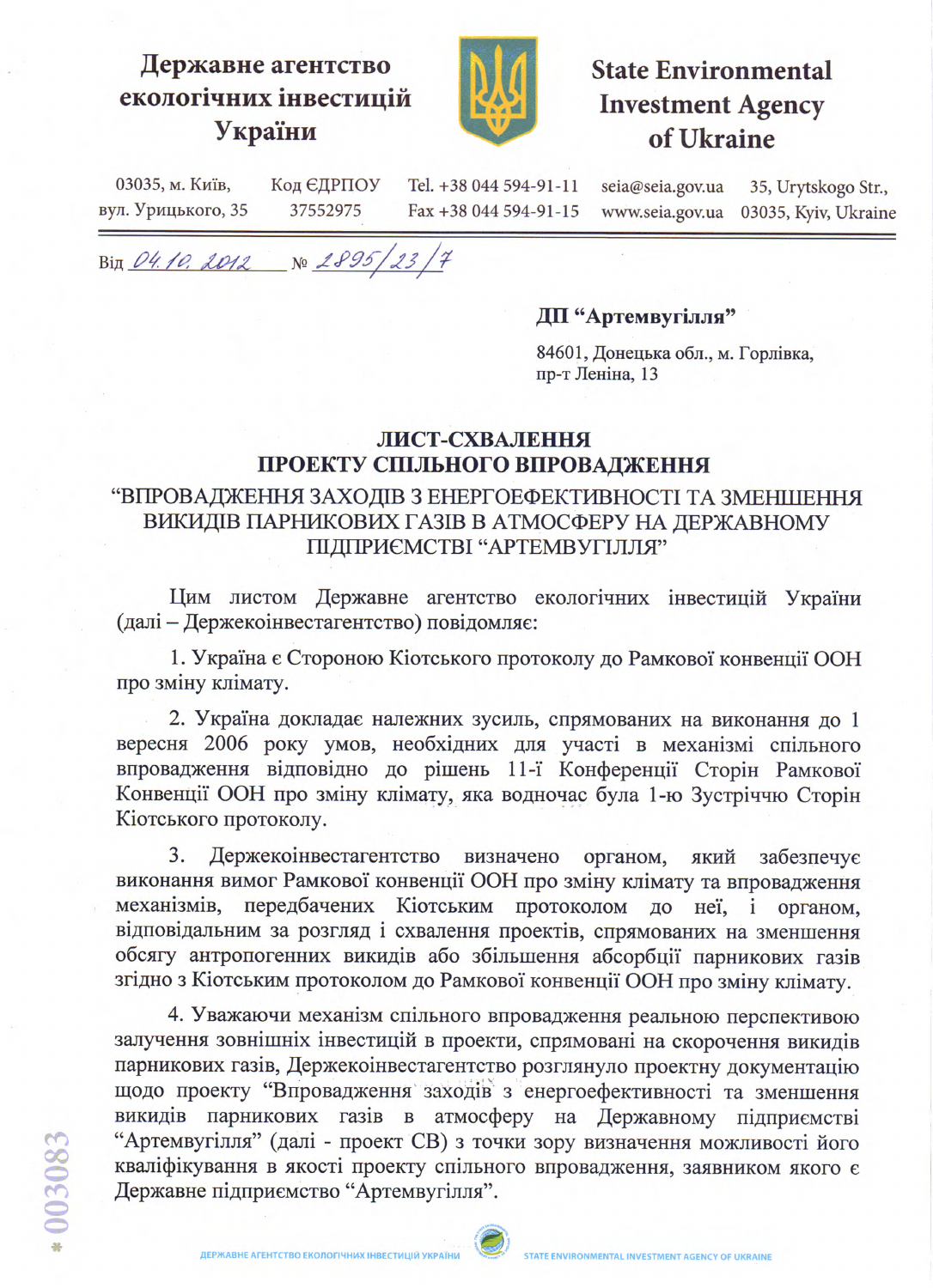**Державне агентство екологічних інвестицій України**

**State Environmental Investment Agency of Ukraine**

03035, м. Київ, вул. Урицького, 35 | Код ЄДРПОУ 37552975 | Tel. +38 044 594-91-11 Fax +38 044 594-91-15 | seia@seia.gov.ua www.seia.gov.ua | 35, Urytskogo Str., 03035, Kyiv, Ukraine

Від *04.10.2012* № *2895/23/7*

**ДП "Артемвугілля"**

84601, Донецька обл., м. Горлівка,
пр-т Леніна, 13

## ЛИСТ-СХВАЛЕННЯ ПРОЕКТУ СПІЛЬНОГО ВПРОВАДЖЕННЯ

### "ВПРОВАДЖЕННЯ ЗАХОДІВ З ЕНЕРГОЕФЕКТИВНОСТІ ТА ЗМЕНШЕННЯ ВИКИДІВ ПАРНИКОВИХ ГАЗІВ В АТМОСФЕРУ НА ДЕРЖАВНОМУ ПІДПРИЄМСТВІ "АРТЕМВУГІЛЛЯ"

Цим листом Державне агентство екологічних інвестицій України (далі – Держекоінвестагентство) повідомляє:

1. Україна є Стороною Кіотського протоколу до Рамкової конвенції ООН про зміну клімату.

2. Україна докладає належних зусиль, спрямованих на виконання до 1 вересня 2006 року умов, необхідних для участі в механізмі спільного впровадження відповідно до рішень 11-ї Конференції Сторін Рамкової Конвенції ООН про зміну клімату, яка водночас була 1-ю Зустріччю Сторін Кіотського протоколу.

3. Держекоінвестагентство визначено органом, який забезпечує виконання вимог Рамкової конвенції ООН про зміну клімату та впровадження механізмів, передбачених Кіотським протоколом до неї, і органом, відповідальним за розгляд і схвалення проектів, спрямованих на зменшення обсягу антропогенних викидів або збільшення абсорбції парникових газів згідно з Кіотським протоколом до Рамкової конвенції ООН про зміну клімату.

4. Уважаючи механізм спільного впровадження реальною перспективою залучення зовнішніх інвестицій в проекти, спрямовані на скорочення викидів парникових газів, Держекоінвестагентство розглянуло проектну документацію щодо проекту "Впровадження заходів з енергоефективності та зменшення викидів парникових газів в атмосферу на Державному підприємстві "Артемвугілля" (далі - проект СВ) з точки зору визначення можливості його кваліфікування в якості проекту спільного впровадження, заявником якого є Державне підприємство "Артемвугілля".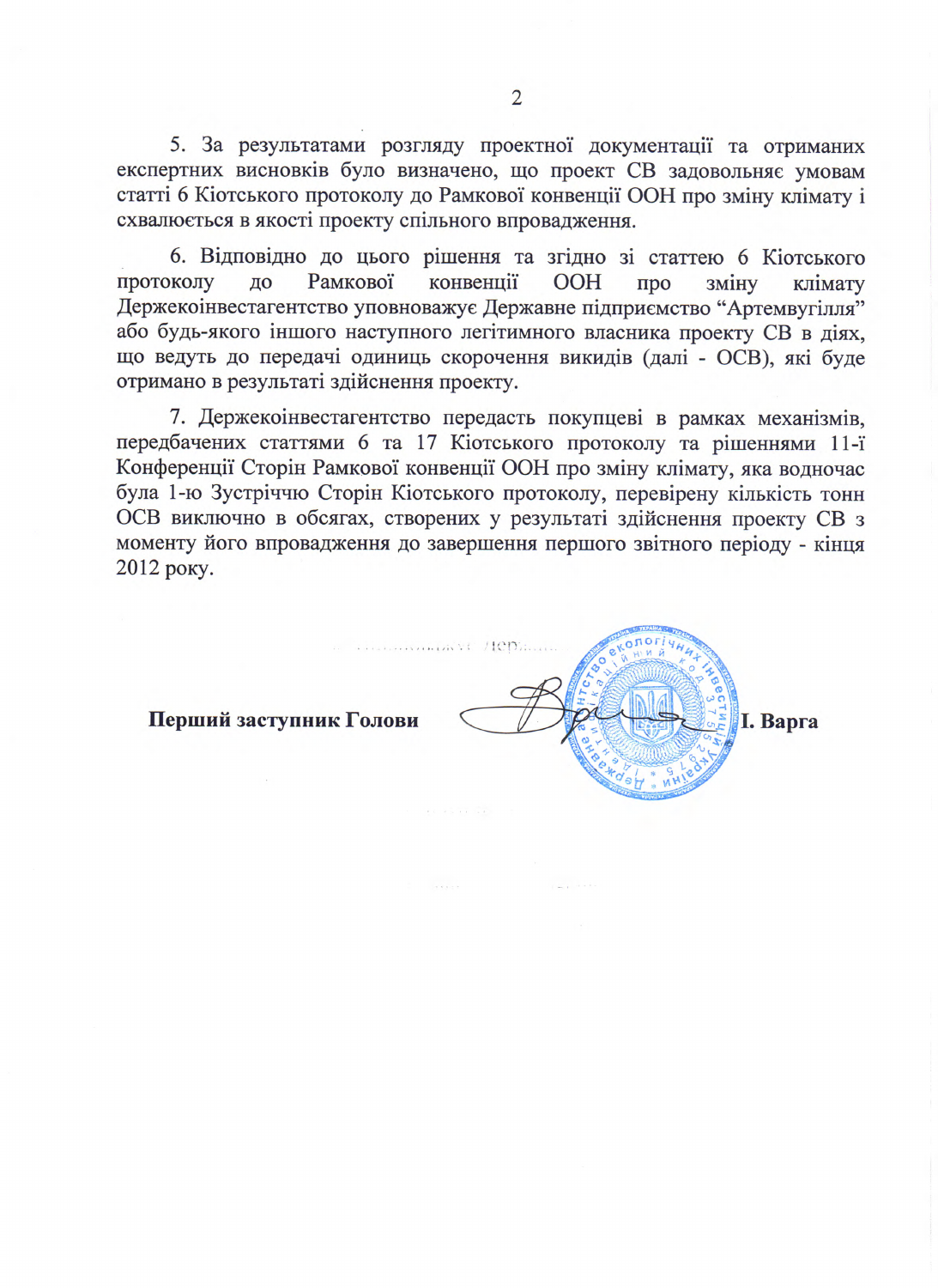5. За результатами розгляду проектної документації та отриманих експертних висновків було визначено, що проект СВ задовольняє умовам статті 6 Кіотського протоколу до Рамкової конвенції ООН про зміну клімату і схвалюється в якості проекту спільного впровадження.

6. Відповідно до цього рішення та згідно зі статтею 6 Кіотського протоколу до Рамкової конвенції ООН про зміну клімату Держекоінвестагентство уповноважує Державне підприємство "Артемвугілля" або будь-якого іншого наступного легітимного власника проекту СВ в діях, що ведуть до передачі одиниць скорочення викидів (далі - ОСВ), які буде отримано в результаті здійснення проекту.

7. Держекоінвестагентство передасть покупцеві в рамках механізмів, передбачених статтями 6 та 17 Кіотського протоколу та рішеннями 11-ї Конференції Сторін Рамкової конвенції ООН про зміну клімату, яка водночас була 1-ю Зустріччю Сторін Кіотського протоколу, перевірену кількість тонн ОСВ виключно в обсягах, створених у результаті здійснення проекту СВ з моменту його впровадження до завершення першого звітного періоду - кінця 2012 року.

**Перший заступник Голови** **І. Варга**